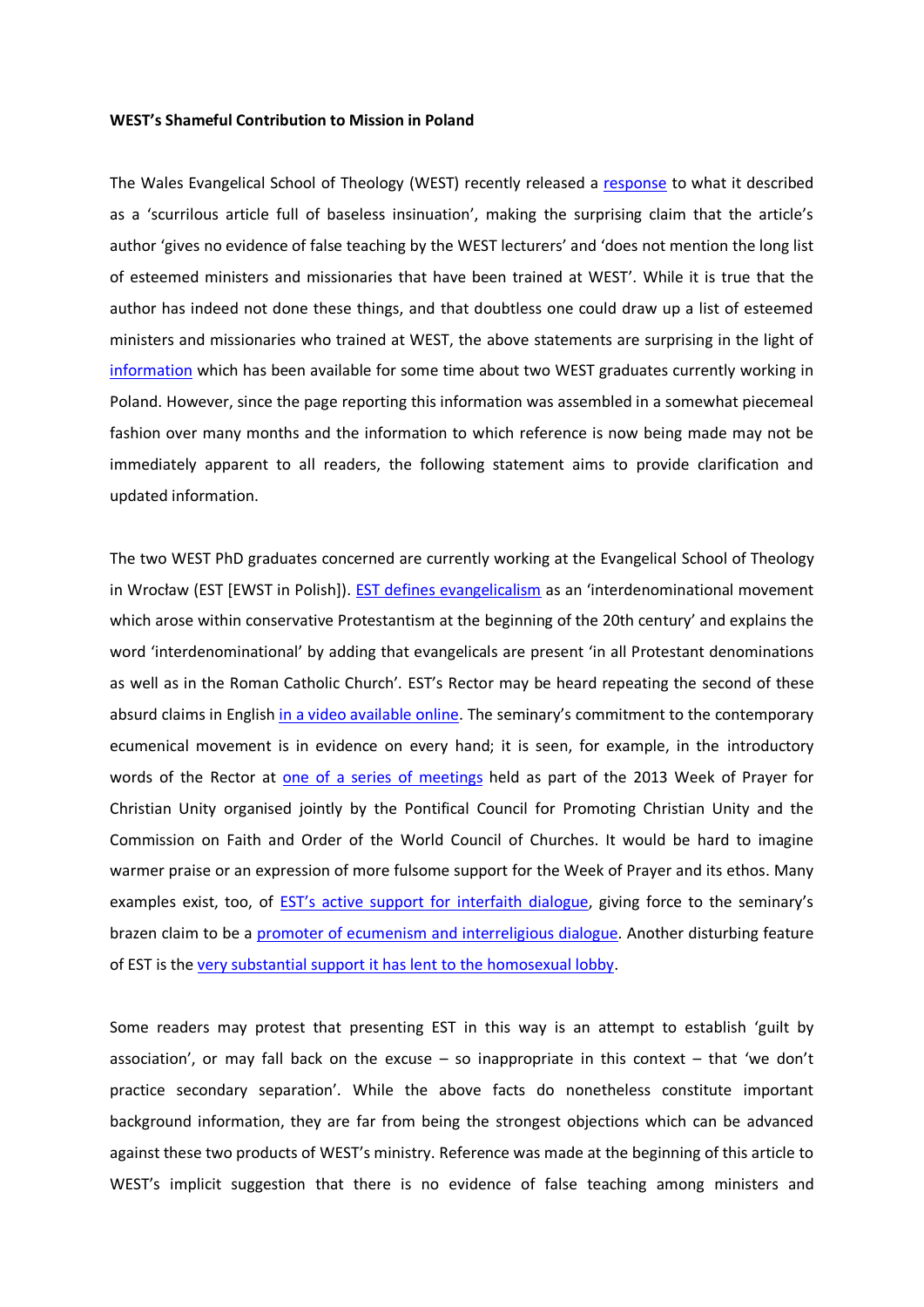**WEST's Shameful Contribution to Mission in Poland**

The Wales Evangelical School of Theology (WEST) recently released a response to what it described as a 'scurrilous article full of baseless insinuation', making the surprising claim that the article's author 'gives no evidence of false teaching by the WEST lecturers' and 'does not mention the long list of esteemed ministers and missionaries that have been trained at WEST'. While it is true that the author has indeed not done these things, and that doubtless one could draw up a list of esteemed ministers and missionaries who trained at WEST, the above statements are surprising in the light of information which has been available for some time about two WEST graduates currently working in Poland. However, since the page reporting this information was assembled in a somewhat piecemeal fashion over many months and the information to which reference is now being made may not be immediately apparent to all readers, the following statement aims to provide clarification and updated information.

The two WEST PhD graduates concerned are currently working at the Evangelical School of Theology in Wrocław (EST [EWST in Polish]). EST defines evangelicalism as an 'interdenominational movement which arose within conservative Protestantism at the beginning of the 20th century' and explains the word 'interdenominational' by adding that evangelicals are present 'in all Protestant denominations as well as in the Roman Catholic Church'. EST's Rector may be heard repeating the second of these absurd claims in English in a video available online. The seminary's commitment to the contemporary ecumenical movement is in evidence on every hand; it is seen, for example, in the introductory words of the Rector at one of a series of meetings held as part of the 2013 Week of Prayer for Christian Unity organised jointly by the Pontifical Council for Promoting Christian Unity and the Commission on Faith and Order of the World Council of Churches. It would be hard to imagine warmer praise or an expression of more fulsome support for the Week of Prayer and its ethos. Many examples exist, too, of EST's active support for interfaith dialogue, giving force to the seminary's brazen claim to be a promoter of ecumenism and interreligious dialogue. Another disturbing feature of EST is the very substantial support it has lent to the homosexual lobby.

Some readers may protest that presenting EST in this way is an attempt to establish 'guilt by association', or may fall back on the excuse – so inappropriate in this context – that 'we don't practice secondary separation'. While the above facts do nonetheless constitute important background information, they are far from being the strongest objections which can be advanced against these two products of WEST's ministry. Reference was made at the beginning of this article to WEST's implicit suggestion that there is no evidence of false teaching among ministers and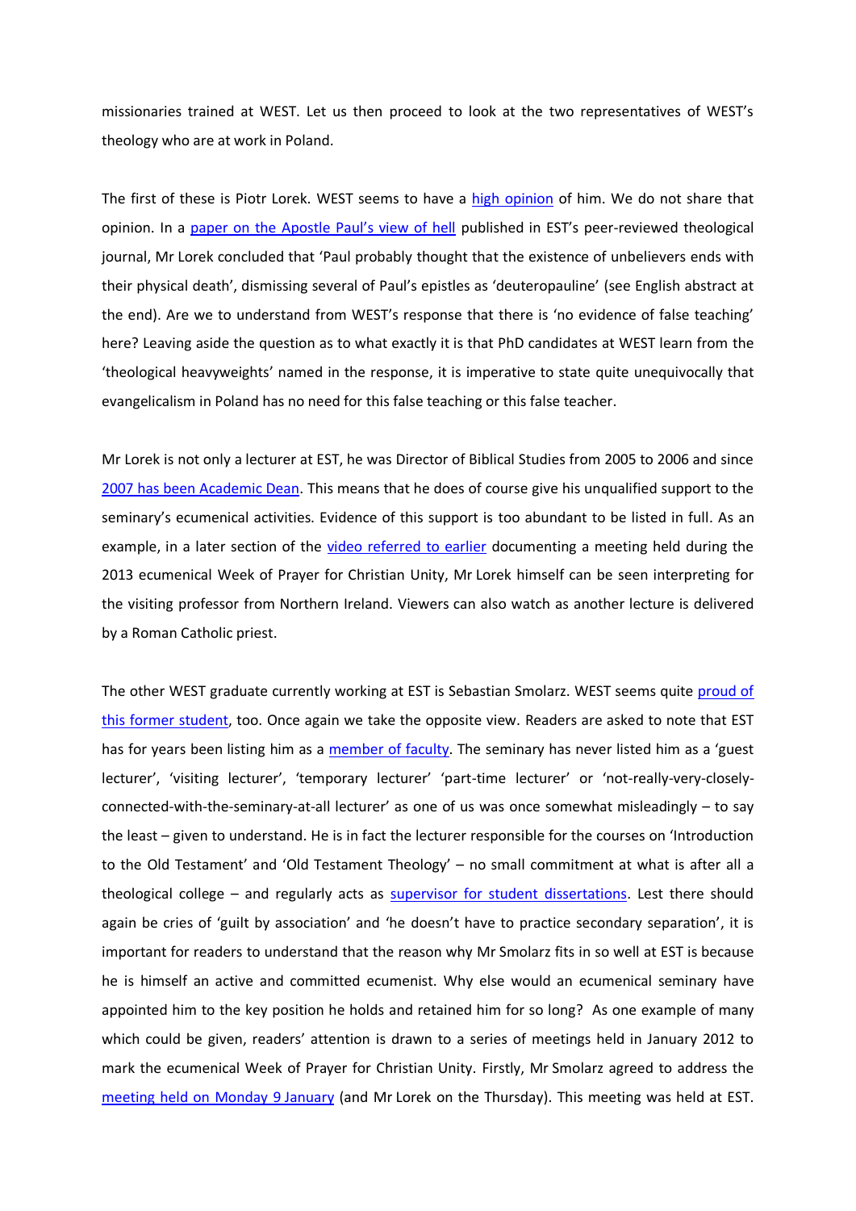missionaries trained at WEST. Let us then proceed to look at the two representatives of WEST's theology who are at work in Poland.

The first of these is Piotr Lorek. WEST seems to have a high opinion of him. We do not share that opinion. In a paper on the Apostle Paul's view of hell published in EST's peer-reviewed theological journal, Mr Lorek concluded that 'Paul probably thought that the existence of unbelievers ends with their physical death', dismissing several of Paul's epistles as 'deuteropauline' (see English abstract at the end). Are we to understand from WEST's response that there is 'no evidence of false teaching' here? Leaving aside the question as to what exactly it is that PhD candidates at WEST learn from the 'theological heavyweights' named in the response, it is imperative to state quite unequivocally that evangelicalism in Poland has no need for this false teaching or this false teacher.

Mr Lorek is not only a lecturer at EST, he was Director of Biblical Studies from 2005 to 2006 and since 2007 has been Academic Dean. This means that he does of course give his unqualified support to the seminary's ecumenical activities. Evidence of this support is too abundant to be listed in full. As an example, in a later section of the video referred to earlier documenting a meeting held during the 2013 ecumenical Week of Prayer for Christian Unity, Mr Lorek himself can be seen interpreting for the visiting professor from Northern Ireland. Viewers can also watch as another lecture is delivered by a Roman Catholic priest.

The other WEST graduate currently working at EST is Sebastian Smolarz. WEST seems quite proud of this former student, too. Once again we take the opposite view. Readers are asked to note that EST has for years been listing him as a member of faculty. The seminary has never listed him as a 'guest lecturer', 'visiting lecturer', 'temporary lecturer' 'part-time lecturer' or 'not-really-very-closely-connected-with-the-seminary-at-all lecturer' as one of us was once somewhat misleadingly – to say the least – given to understand. He is in fact the lecturer responsible for the courses on 'Introduction to the Old Testament' and 'Old Testament Theology' – no small commitment at what is after all a theological college – and regularly acts as supervisor for student dissertations. Lest there should again be cries of 'guilt by association' and 'he doesn't have to practice secondary separation', it is important for readers to understand that the reason why Mr Smolarz fits in so well at EST is because he is himself an active and committed ecumenist. Why else would an ecumenical seminary have appointed him to the key position he holds and retained him for so long? As one example of many which could be given, readers' attention is drawn to a series of meetings held in January 2012 to mark the ecumenical Week of Prayer for Christian Unity. Firstly, Mr Smolarz agreed to address the meeting held on Monday 9 January (and Mr Lorek on the Thursday). This meeting was held at EST.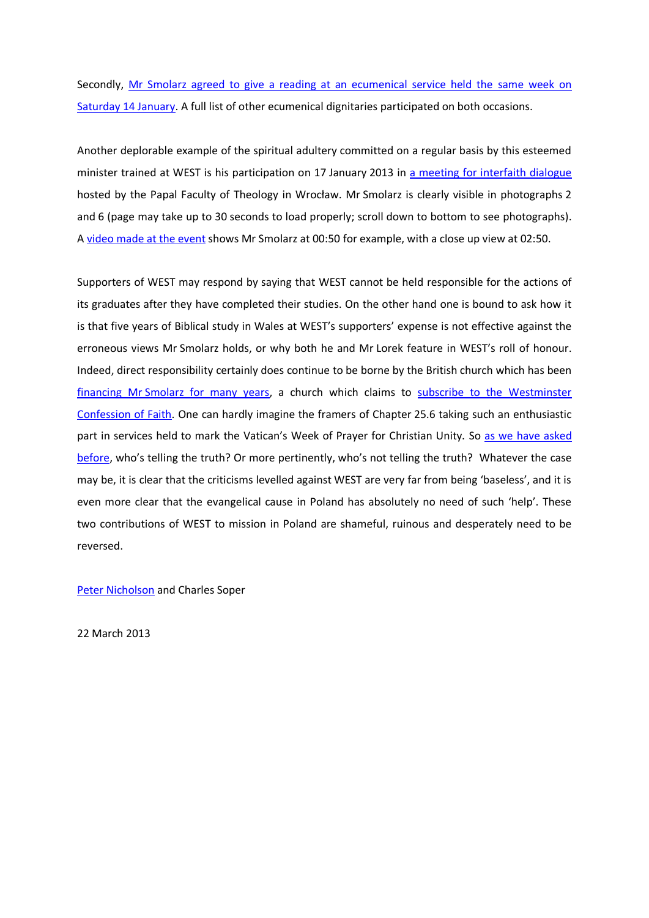Secondly, Mr Smolarz agreed to give a reading at an ecumenical service held the same week on Saturday 14 January. A full list of other ecumenical dignitaries participated on both occasions.

Another deplorable example of the spiritual adultery committed on a regular basis by this esteemed minister trained at WEST is his participation on 17 January 2013 in a meeting for interfaith dialogue hosted by the Papal Faculty of Theology in Wrocław. Mr Smolarz is clearly visible in photographs 2 and 6 (page may take up to 30 seconds to load properly; scroll down to bottom to see photographs). A video made at the event shows Mr Smolarz at 00:50 for example, with a close up view at 02:50.

Supporters of WEST may respond by saying that WEST cannot be held responsible for the actions of its graduates after they have completed their studies. On the other hand one is bound to ask how it is that five years of Biblical study in Wales at WEST's supporters' expense is not effective against the erroneous views Mr Smolarz holds, or why both he and Mr Lorek feature in WEST's roll of honour. Indeed, direct responsibility certainly does continue to be borne by the British church which has been financing Mr Smolarz for many years, a church which claims to subscribe to the Westminster Confession of Faith. One can hardly imagine the framers of Chapter 25.6 taking such an enthusiastic part in services held to mark the Vatican's Week of Prayer for Christian Unity. So as we have asked before, who's telling the truth? Or more pertinently, who's not telling the truth? Whatever the case may be, it is clear that the criticisms levelled against WEST are very far from being 'baseless', and it is even more clear that the evangelical cause in Poland has absolutely no need of such 'help'. These two contributions of WEST to mission in Poland are shameful, ruinous and desperately need to be reversed.

Peter Nicholson and Charles Soper

22 March 2013